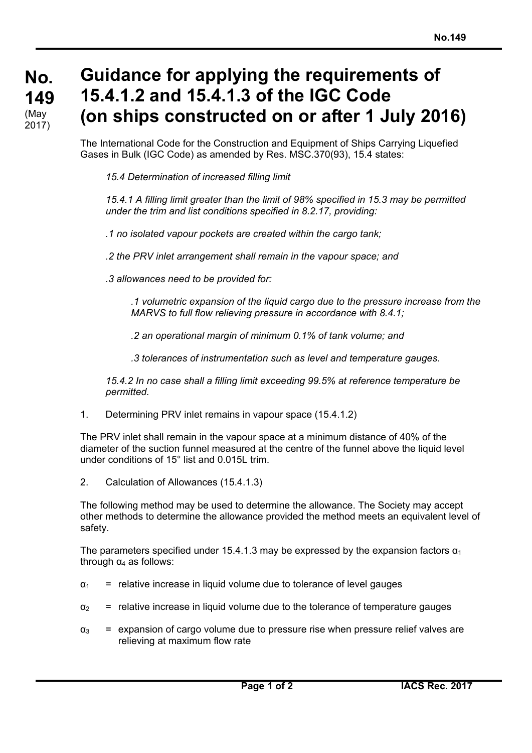# No. 149 (May 2017)

# Guidance for applying the requirements of 15.4.1.2 and 15.4.1.3 of the IGC Code (on ships constructed on or after 1 July 2016)

The International Code for the Construction and Equipment of Ships Carrying Liquefied Gases in Bulk (IGC Code) as amended by Res. MSC.370(93), 15.4 states:

*15.4 Determination of increased filling limit*

*15.4.1 A filling limit greater than the limit of 98% specified in 15.3 may be permitted under the trim and list conditions specified in 8.2.17, providing:*

*.1 no isolated vapour pockets are created within the cargo tank;*

*.2 the PRV inlet arrangement shall remain in the vapour space; and*

*.3 allowances need to be provided for:*

> *.1 volumetric expansion of the liquid cargo due to the pressure increase from the MARVS to full flow relieving pressure in accordance with 8.4.1;*
>
> *.2 an operational margin of minimum 0.1% of tank volume; and*
>
> *.3 tolerances of instrumentation such as level and temperature gauges.*

*15.4.2 In no case shall a filling limit exceeding 99.5% at reference temperature be permitted.*

1. Determining PRV inlet remains in vapour space (15.4.1.2)

The PRV inlet shall remain in the vapour space at a minimum distance of 40% of the diameter of the suction funnel measured at the centre of the funnel above the liquid level under conditions of 15° list and 0.015L trim.

2. Calculation of Allowances (15.4.1.3)

The following method may be used to determine the allowance. The Society may accept other methods to determine the allowance provided the method meets an equivalent level of safety.

The parameters specified under 15.4.1.3 may be expressed by the expansion factors $\alpha_1$ through $\alpha_4$ as follows:

- $\alpha_1$ = relative increase in liquid volume due to tolerance of level gauges
- $\alpha_2$ = relative increase in liquid volume due to the tolerance of temperature gauges
- $\alpha_3$ = expansion of cargo volume due to pressure rise when pressure relief valves are relieving at maximum flow rate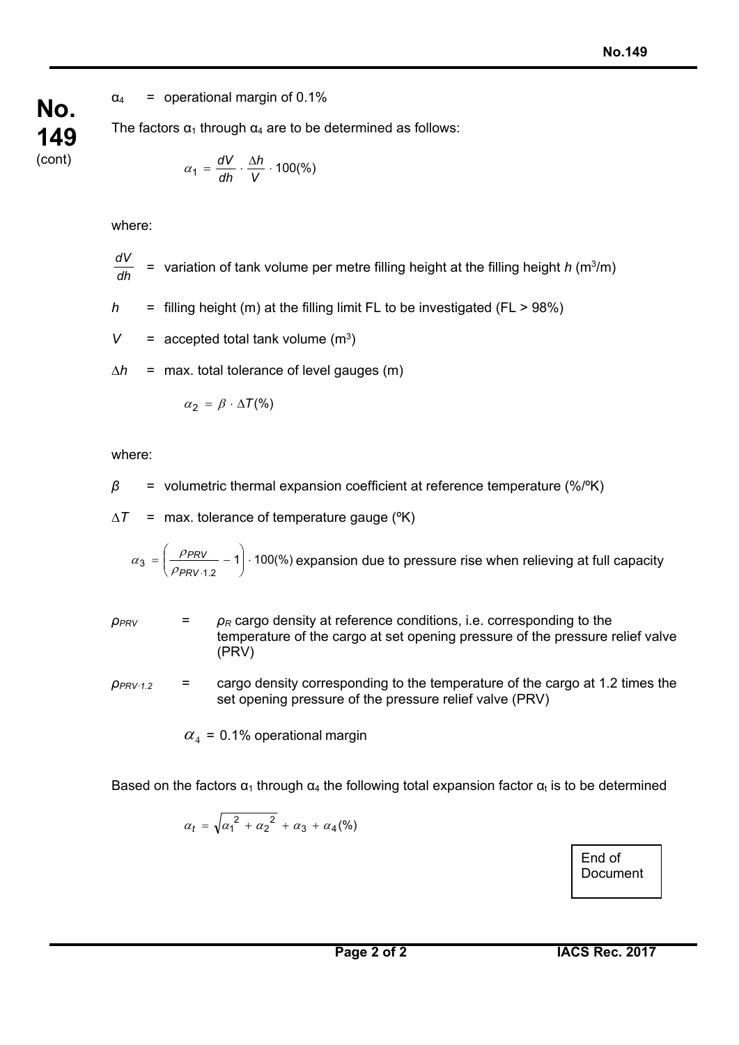$\alpha_4$ = operational margin of 0.1%

The factors $\alpha_1$ through $\alpha_4$ are to be determined as follows:

$$\alpha_1 = \frac{dV}{dh} \cdot \frac{\Delta h}{V} \cdot 100(\%)$$

where:

$\frac{dV}{dh}$ = variation of tank volume per metre filling height at the filling height $h$ ($m^3/m$)

$h$ = filling height (m) at the filling limit FL to be investigated (FL > 98%)

$V$ = accepted total tank volume ($m^3$)

$\Delta h$ = max. total tolerance of level gauges (m)

$$\alpha_2 = \beta \cdot \Delta T(\%)$$

where:

$\beta$ = volumetric thermal expansion coefficient at reference temperature (%/ºK)

$\Delta T$ = max. tolerance of temperature gauge (ºK)

$$\alpha_3 = \left(\frac{\rho_{PRV}}{\rho_{PRV \cdot 1.2}} - 1\right) \cdot 100(\%)$$ expansion due to pressure rise when relieving at full capacity

$\rho_{PRV}$ = $\rho_R$ cargo density at reference conditions, i.e. corresponding to the temperature of the cargo at set opening pressure of the pressure relief valve (PRV)

$\rho_{PRV \cdot 1.2}$ = cargo density corresponding to the temperature of the cargo at 1.2 times the set opening pressure of the pressure relief valve (PRV)

$\alpha_4$ = 0.1% operational margin

Based on the factors $\alpha_1$ through $\alpha_4$ the following total expansion factor $\alpha_t$ is to be determined

$$\alpha_t = \sqrt{\alpha_1^2 + \alpha_2^2} + \alpha_3 + \alpha_4(\%)$$

End of Document